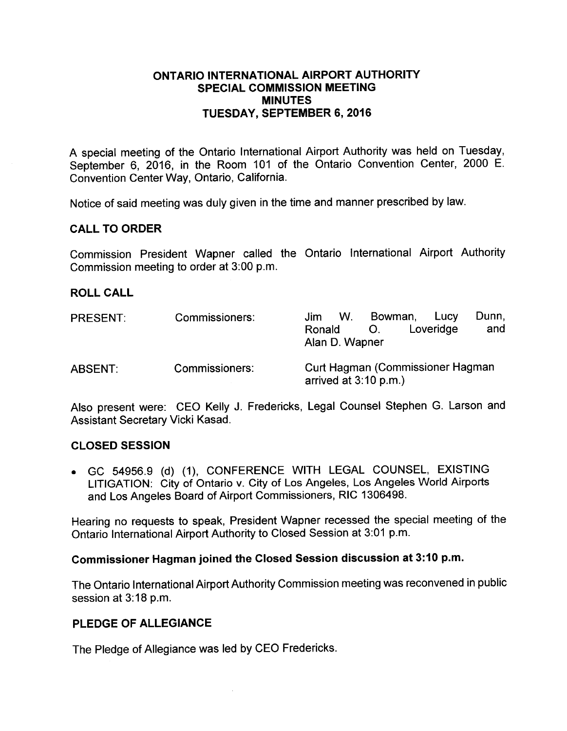# ONTARIO INTERNATIONAL AIRPORT AUTHORITY
## SPECIAL COMMISSION MEETING
## MINUTES
## TUESDAY, SEPTEMBER 6, 2016

A special meeting of the Ontario International Airport Authority was held on Tuesday, September 6, 2016, in the Room 101 of the Ontario Convention Center, 2000 E. Convention Center Way, Ontario, California.

Notice of said meeting was duly given in the time and manner prescribed by law.

### CALL TO ORDER

Commission President Wapner called the Ontario International Airport Authority Commission meeting to order at 3:00 p.m.

### ROLL CALL

| | | |
|---|---|---|
| PRESENT: | Commissioners: | Jim W. Bowman, Lucy Dunn, Ronald O. Loveridge and Alan D. Wapner |
| ABSENT: | Commissioners: | Curt Hagman (Commissioner Hagman arrived at 3:10 p.m.) |

Also present were: CEO Kelly J. Fredericks, Legal Counsel Stephen G. Larson and Assistant Secretary Vicki Kasad.

### CLOSED SESSION

- GC 54956.9 (d) (1), CONFERENCE WITH LEGAL COUNSEL, EXISTING LITIGATION: City of Ontario v. City of Los Angeles, Los Angeles World Airports and Los Angeles Board of Airport Commissioners, RIC 1306498.

Hearing no requests to speak, President Wapner recessed the special meeting of the Ontario International Airport Authority to Closed Session at 3:01 p.m.

**Commissioner Hagman joined the Closed Session discussion at 3:10 p.m.**

The Ontario International Airport Authority Commission meeting was reconvened in public session at 3:18 p.m.

### PLEDGE OF ALLEGIANCE

The Pledge of Allegiance was led by CEO Fredericks.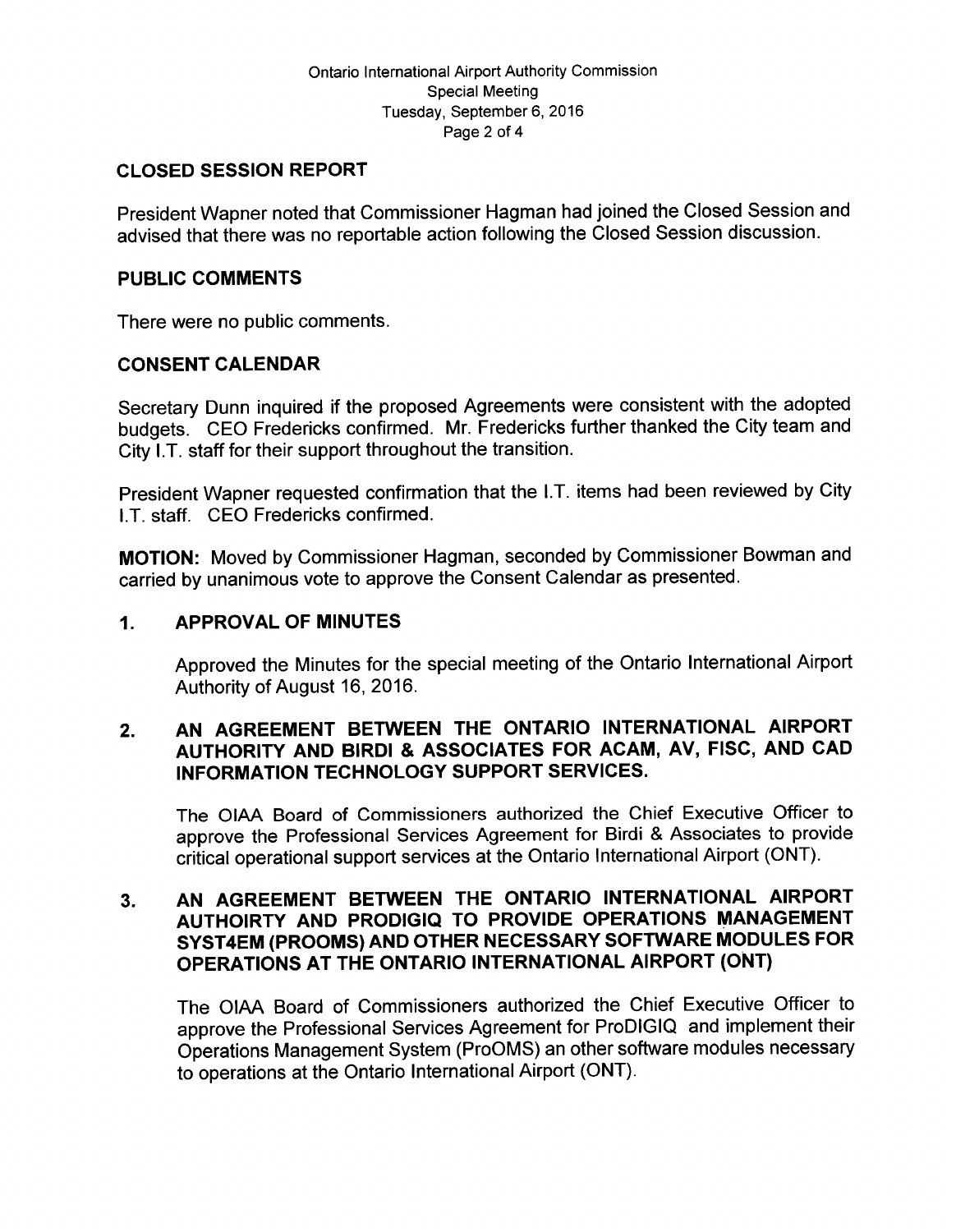## CLOSED SESSION REPORT

President Wapner noted that Commissioner Hagman had joined the Closed Session and advised that there was no reportable action following the Closed Session discussion.

## PUBLIC COMMENTS

There were no public comments.

## CONSENT CALENDAR

Secretary Dunn inquired if the proposed Agreements were consistent with the adopted budgets. CEO Fredericks confirmed. Mr. Fredericks further thanked the City team and City I.T. staff for their support throughout the transition.

President Wapner requested confirmation that the I.T. items had been reviewed by City I.T. staff. CEO Fredericks confirmed.

**MOTION:** Moved by Commissioner Hagman, seconded by Commissioner Bowman and carried by unanimous vote to approve the Consent Calendar as presented.

### 1. APPROVAL OF MINUTES

Approved the Minutes for the special meeting of the Ontario International Airport Authority of August 16, 2016.

### 2. AN AGREEMENT BETWEEN THE ONTARIO INTERNATIONAL AIRPORT AUTHORITY AND BIRDI & ASSOCIATES FOR ACAM, AV, FISC, AND CAD INFORMATION TECHNOLOGY SUPPORT SERVICES.

The OIAA Board of Commissioners authorized the Chief Executive Officer to approve the Professional Services Agreement for Birdi & Associates to provide critical operational support services at the Ontario International Airport (ONT).

### 3. AN AGREEMENT BETWEEN THE ONTARIO INTERNATIONAL AIRPORT AUTHOIRTY AND PRODIGIQ TO PROVIDE OPERATIONS MANAGEMENT SYST4EM (PROOMS) AND OTHER NECESSARY SOFTWARE MODULES FOR OPERATIONS AT THE ONTARIO INTERNATIONAL AIRPORT (ONT)

The OIAA Board of Commissioners authorized the Chief Executive Officer to approve the Professional Services Agreement for ProDIGIQ and implement their Operations Management System (ProOMS) an other software modules necessary to operations at the Ontario International Airport (ONT).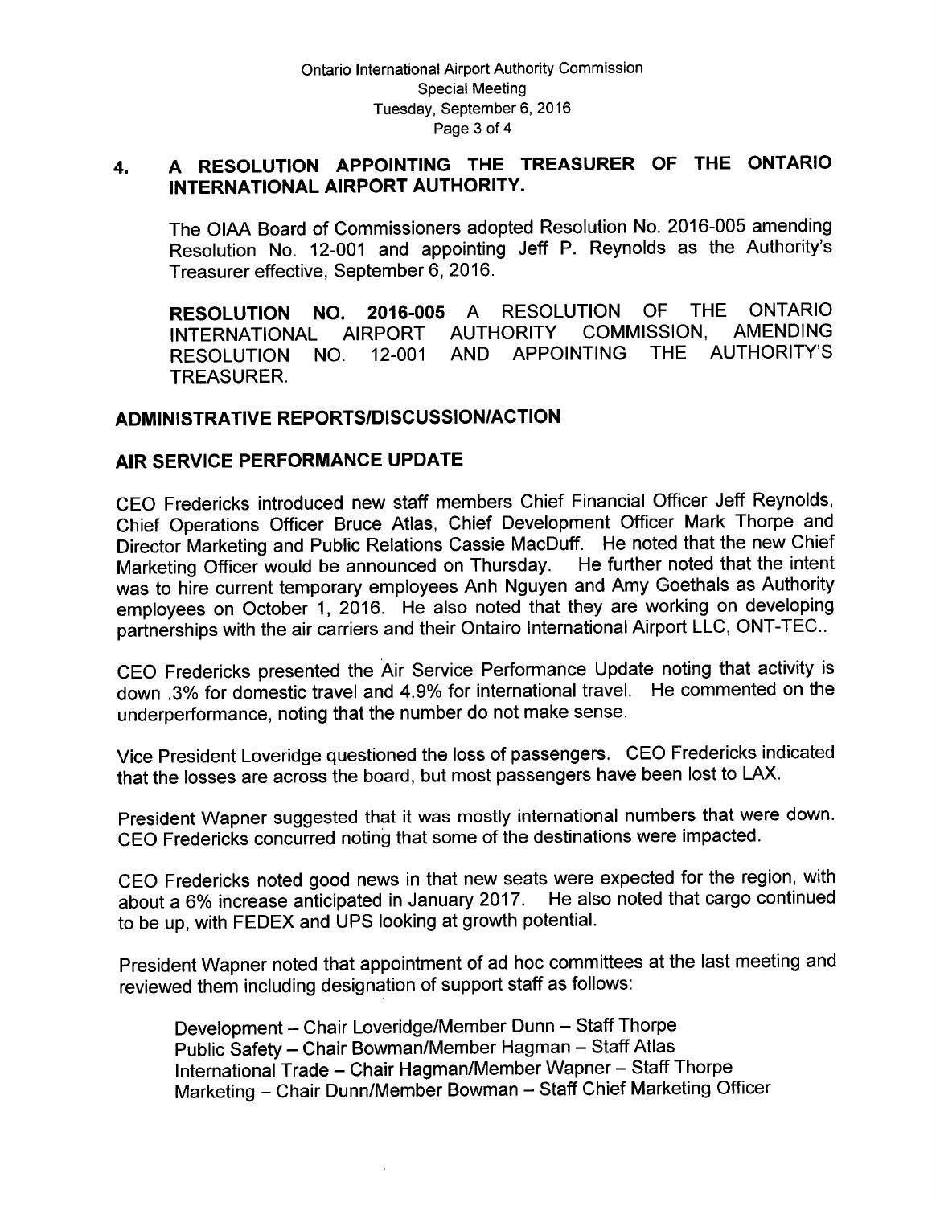## 4. A RESOLUTION APPOINTING THE TREASURER OF THE ONTARIO INTERNATIONAL AIRPORT AUTHORITY.

The OIAA Board of Commissioners adopted Resolution No. 2016-005 amending Resolution No. 12-001 and appointing Jeff P. Reynolds as the Authority's Treasurer effective, September 6, 2016.

**RESOLUTION NO. 2016-005** A RESOLUTION OF THE ONTARIO INTERNATIONAL AIRPORT AUTHORITY COMMISSION, AMENDING RESOLUTION NO. 12-001 AND APPOINTING THE AUTHORITY'S TREASURER.

## ADMINISTRATIVE REPORTS/DISCUSSION/ACTION

## AIR SERVICE PERFORMANCE UPDATE

CEO Fredericks introduced new staff members Chief Financial Officer Jeff Reynolds, Chief Operations Officer Bruce Atlas, Chief Development Officer Mark Thorpe and Director Marketing and Public Relations Cassie MacDuff. He noted that the new Chief Marketing Officer would be announced on Thursday. He further noted that the intent was to hire current temporary employees Anh Nguyen and Amy Goethals as Authority employees on October 1, 2016. He also noted that they are working on developing partnerships with the air carriers and their Ontairo International Airport LLC, ONT-TEC..

CEO Fredericks presented the Air Service Performance Update noting that activity is down .3% for domestic travel and 4.9% for international travel. He commented on the underperformance, noting that the number do not make sense.

Vice President Loveridge questioned the loss of passengers. CEO Fredericks indicated that the losses are across the board, but most passengers have been lost to LAX.

President Wapner suggested that it was mostly international numbers that were down. CEO Fredericks concurred noting that some of the destinations were impacted.

CEO Fredericks noted good news in that new seats were expected for the region, with about a 6% increase anticipated in January 2017. He also noted that cargo continued to be up, with FEDEX and UPS looking at growth potential.

President Wapner noted that appointment of ad hoc committees at the last meeting and reviewed them including designation of support staff as follows:

Development – Chair Loveridge/Member Dunn – Staff Thorpe
Public Safety – Chair Bowman/Member Hagman – Staff Atlas
International Trade – Chair Hagman/Member Wapner – Staff Thorpe
Marketing – Chair Dunn/Member Bowman – Staff Chief Marketing Officer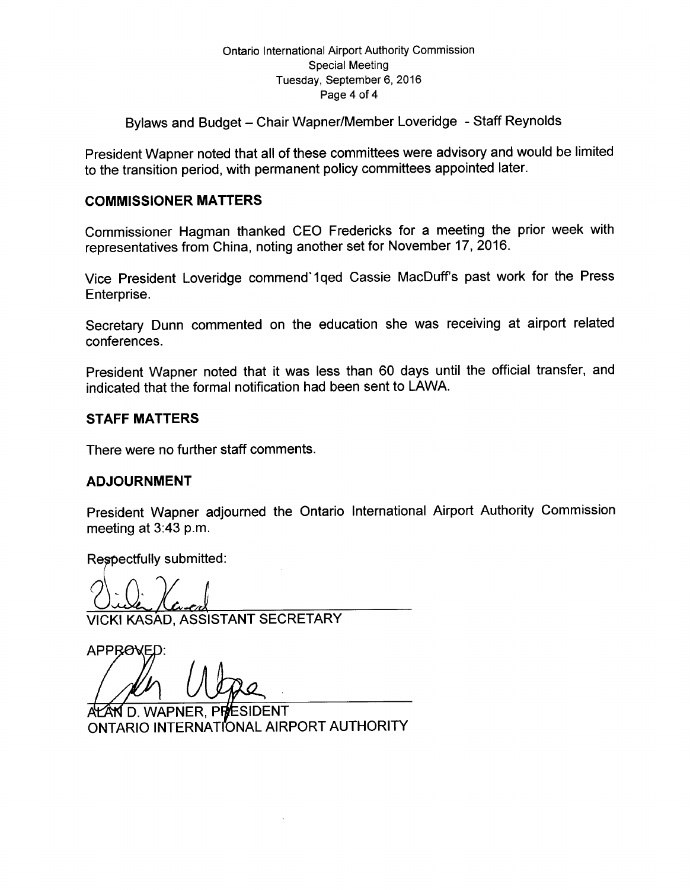Bylaws and Budget – Chair Wapner/Member Loveridge - Staff Reynolds

President Wapner noted that all of these committees were advisory and would be limited to the transition period, with permanent policy committees appointed later.

## COMMISSIONER MATTERS

Commissioner Hagman thanked CEO Fredericks for a meeting the prior week with representatives from China, noting another set for November 17, 2016.

Vice President Loveridge commend`1qed Cassie MacDuff's past work for the Press Enterprise.

Secretary Dunn commented on the education she was receiving at airport related conferences.

President Wapner noted that it was less than 60 days until the official transfer, and indicated that the formal notification had been sent to LAWA.

## STAFF MATTERS

There were no further staff comments.

## ADJOURNMENT

President Wapner adjourned the Ontario International Airport Authority Commission meeting at 3:43 p.m.

Respectfully submitted:

VICKI KASAD, ASSISTANT SECRETARY

APPROVED:

ALAN D. WAPNER, PRESIDENT
ONTARIO INTERNATIONAL AIRPORT AUTHORITY